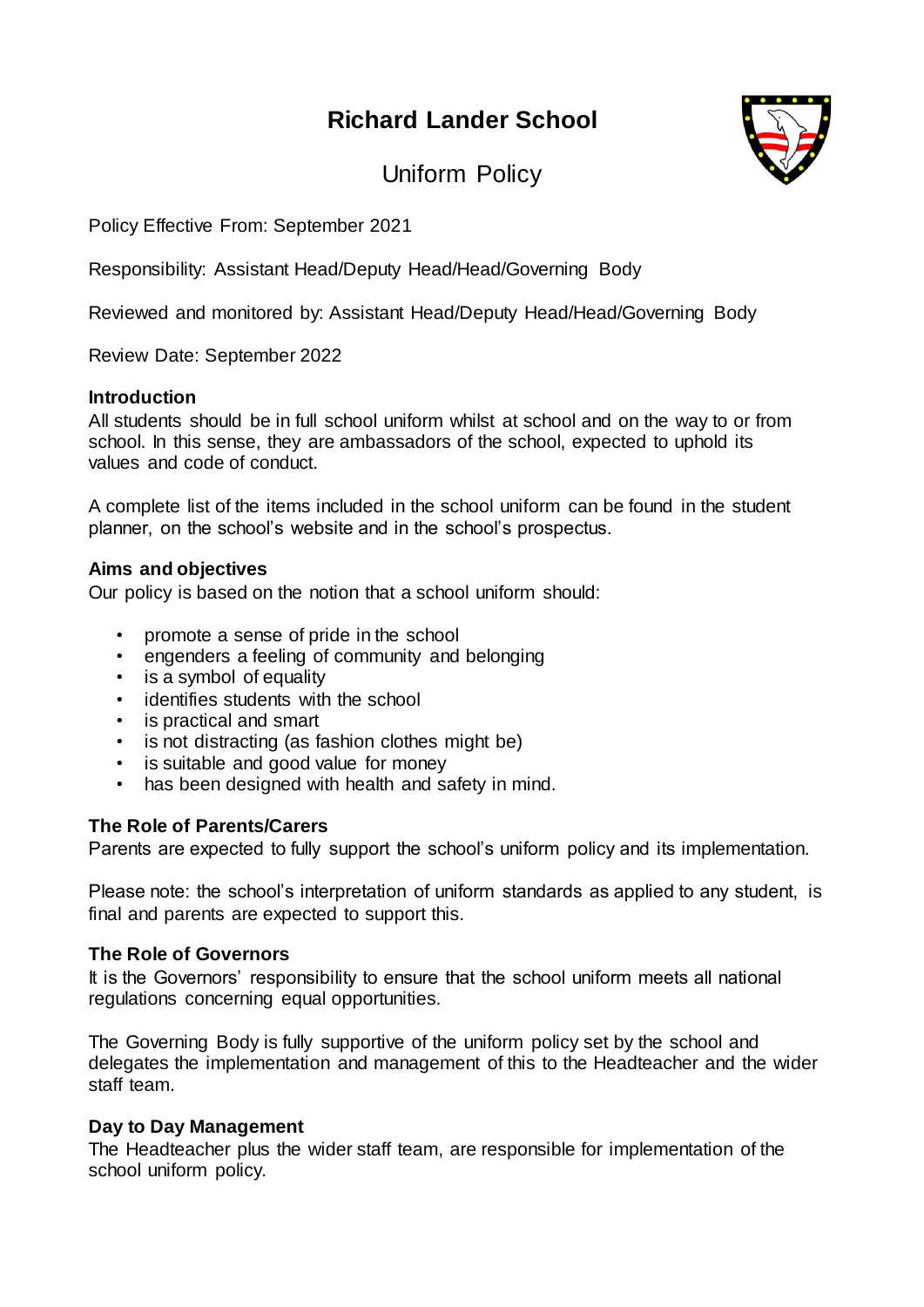# Richard Lander School

## Uniform Policy

Policy Effective From: September 2021

Responsibility: Assistant Head/Deputy Head/Head/Governing Body

Reviewed and monitored by: Assistant Head/Deputy Head/Head/Governing Body

Review Date: September 2022

### Introduction

All students should be in full school uniform whilst at school and on the way to or from school. In this sense, they are ambassadors of the school, expected to uphold its values and code of conduct.

A complete list of the items included in the school uniform can be found in the student planner, on the school's website and in the school's prospectus.

### Aims and objectives

Our policy is based on the notion that a school uniform should:

- promote a sense of pride in the school
- engenders a feeling of community and belonging
- is a symbol of equality
- identifies students with the school
- is practical and smart
- is not distracting (as fashion clothes might be)
- is suitable and good value for money
- has been designed with health and safety in mind.

### The Role of Parents/Carers

Parents are expected to fully support the school's uniform policy and its implementation.

Please note: the school's interpretation of uniform standards as applied to any student, is final and parents are expected to support this.

### The Role of Governors

It is the Governors' responsibility to ensure that the school uniform meets all national regulations concerning equal opportunities.

The Governing Body is fully supportive of the uniform policy set by the school and delegates the implementation and management of this to the Headteacher and the wider staff team.

### Day to Day Management

The Headteacher plus the wider staff team, are responsible for implementation of the school uniform policy.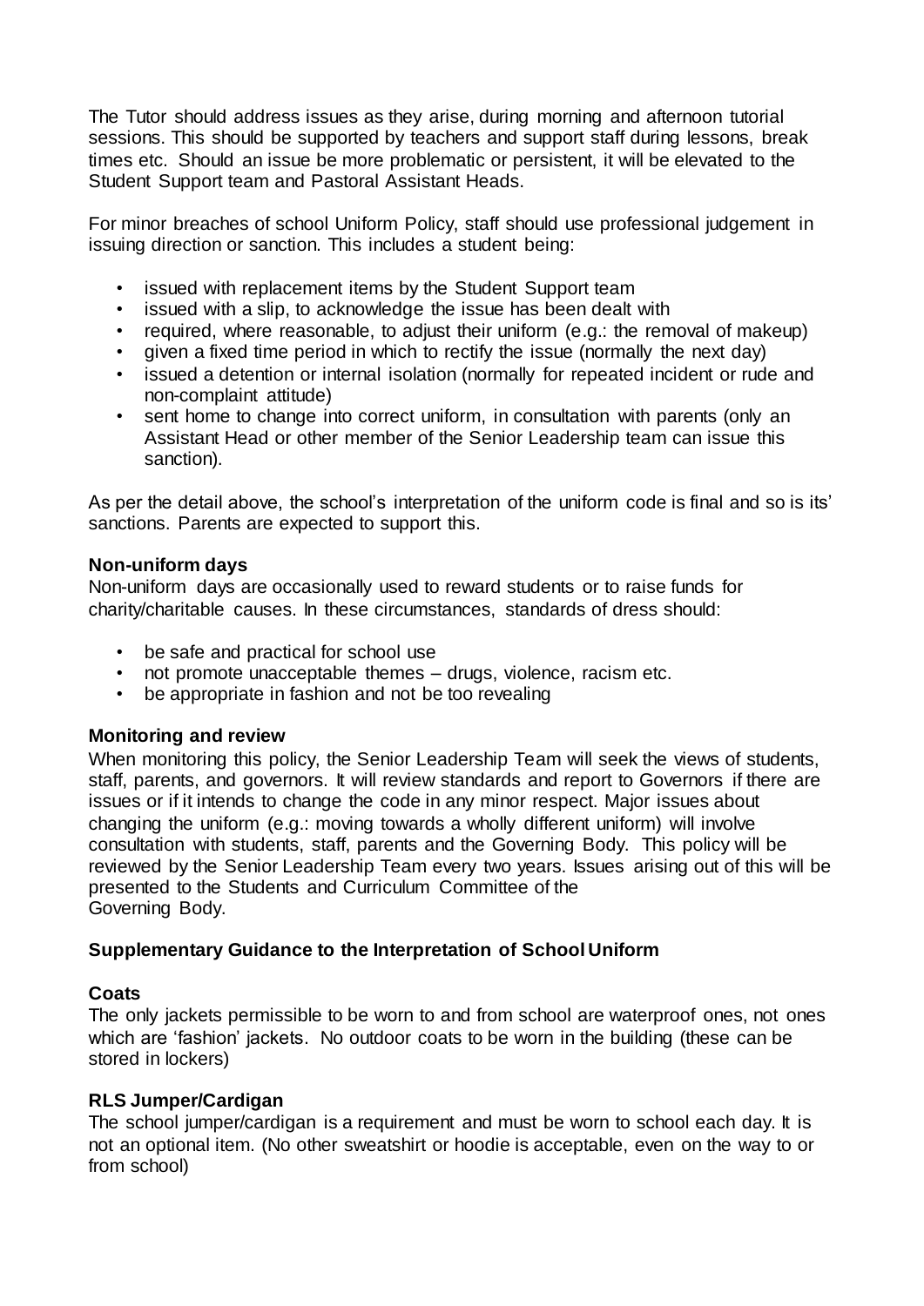The Tutor should address issues as they arise, during morning and afternoon tutorial sessions. This should be supported by teachers and support staff during lessons, break times etc. Should an issue be more problematic or persistent, it will be elevated to the Student Support team and Pastoral Assistant Heads.

For minor breaches of school Uniform Policy, staff should use professional judgement in issuing direction or sanction. This includes a student being:

- issued with replacement items by the Student Support team
- issued with a slip, to acknowledge the issue has been dealt with
- required, where reasonable, to adjust their uniform (e.g.: the removal of makeup)
- given a fixed time period in which to rectify the issue (normally the next day)
- issued a detention or internal isolation (normally for repeated incident or rude and non-complaint attitude)
- sent home to change into correct uniform, in consultation with parents (only an Assistant Head or other member of the Senior Leadership team can issue this sanction).

As per the detail above, the school's interpretation of the uniform code is final and so is its' sanctions. Parents are expected to support this.

**Non-uniform days**

Non-uniform days are occasionally used to reward students or to raise funds for charity/charitable causes. In these circumstances, standards of dress should:

- be safe and practical for school use
- not promote unacceptable themes – drugs, violence, racism etc.
- be appropriate in fashion and not be too revealing

**Monitoring and review**

When monitoring this policy, the Senior Leadership Team will seek the views of students, staff, parents, and governors. It will review standards and report to Governors if there are issues or if it intends to change the code in any minor respect. Major issues about changing the uniform (e.g.: moving towards a wholly different uniform) will involve consultation with students, staff, parents and the Governing Body. This policy will be reviewed by the Senior Leadership Team every two years. Issues arising out of this will be presented to the Students and Curriculum Committee of the Governing Body.

**Supplementary Guidance to the Interpretation of School Uniform**

**Coats**

The only jackets permissible to be worn to and from school are waterproof ones, not ones which are 'fashion' jackets. No outdoor coats to be worn in the building (these can be stored in lockers)

**RLS Jumper/Cardigan**

The school jumper/cardigan is a requirement and must be worn to school each day. It is not an optional item. (No other sweatshirt or hoodie is acceptable, even on the way to or from school)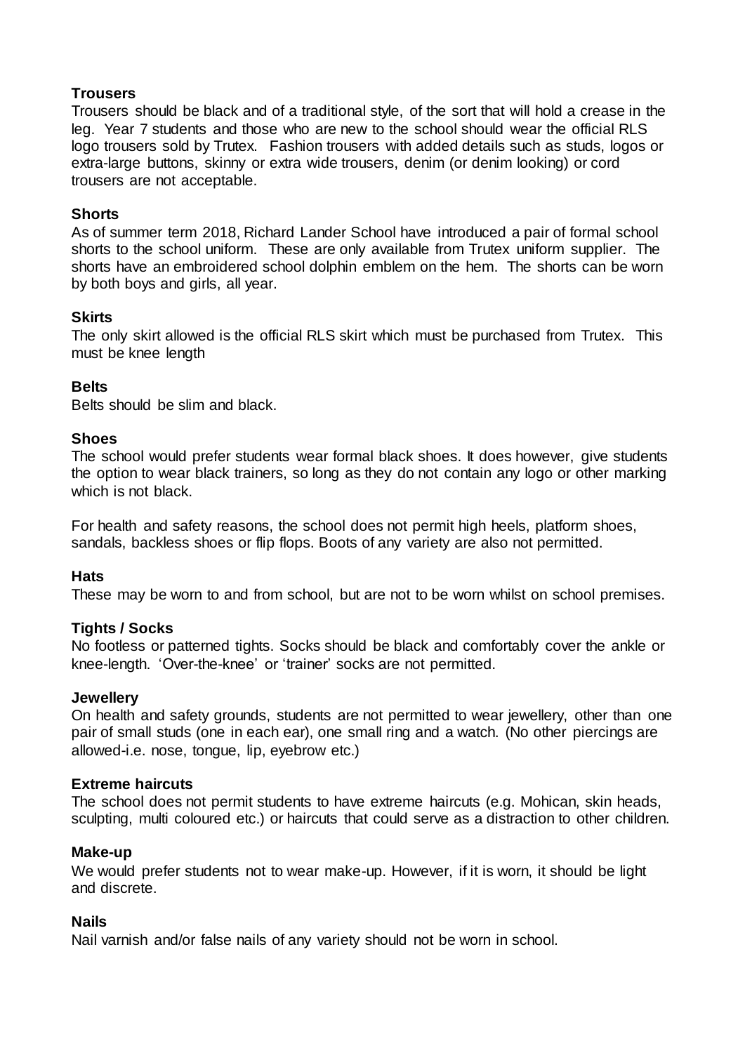**Trousers**

Trousers should be black and of a traditional style, of the sort that will hold a crease in the leg. Year 7 students and those who are new to the school should wear the official RLS logo trousers sold by Trutex. Fashion trousers with added details such as studs, logos or extra-large buttons, skinny or extra wide trousers, denim (or denim looking) or cord trousers are not acceptable.

**Shorts**

As of summer term 2018, Richard Lander School have introduced a pair of formal school shorts to the school uniform. These are only available from Trutex uniform supplier. The shorts have an embroidered school dolphin emblem on the hem. The shorts can be worn by both boys and girls, all year.

**Skirts**

The only skirt allowed is the official RLS skirt which must be purchased from Trutex. This must be knee length

**Belts**

Belts should be slim and black.

**Shoes**

The school would prefer students wear formal black shoes. It does however, give students the option to wear black trainers, so long as they do not contain any logo or other marking which is not black.

For health and safety reasons, the school does not permit high heels, platform shoes, sandals, backless shoes or flip flops. Boots of any variety are also not permitted.

**Hats**

These may be worn to and from school, but are not to be worn whilst on school premises.

**Tights / Socks**

No footless or patterned tights. Socks should be black and comfortably cover the ankle or knee-length. 'Over-the-knee' or 'trainer' socks are not permitted.

**Jewellery**

On health and safety grounds, students are not permitted to wear jewellery, other than one pair of small studs (one in each ear), one small ring and a watch. (No other piercings are allowed-i.e. nose, tongue, lip, eyebrow etc.)

**Extreme haircuts**

The school does not permit students to have extreme haircuts (e.g. Mohican, skin heads, sculpting, multi coloured etc.) or haircuts that could serve as a distraction to other children.

**Make-up**

We would prefer students not to wear make-up. However, if it is worn, it should be light and discrete.

**Nails**

Nail varnish and/or false nails of any variety should not be worn in school.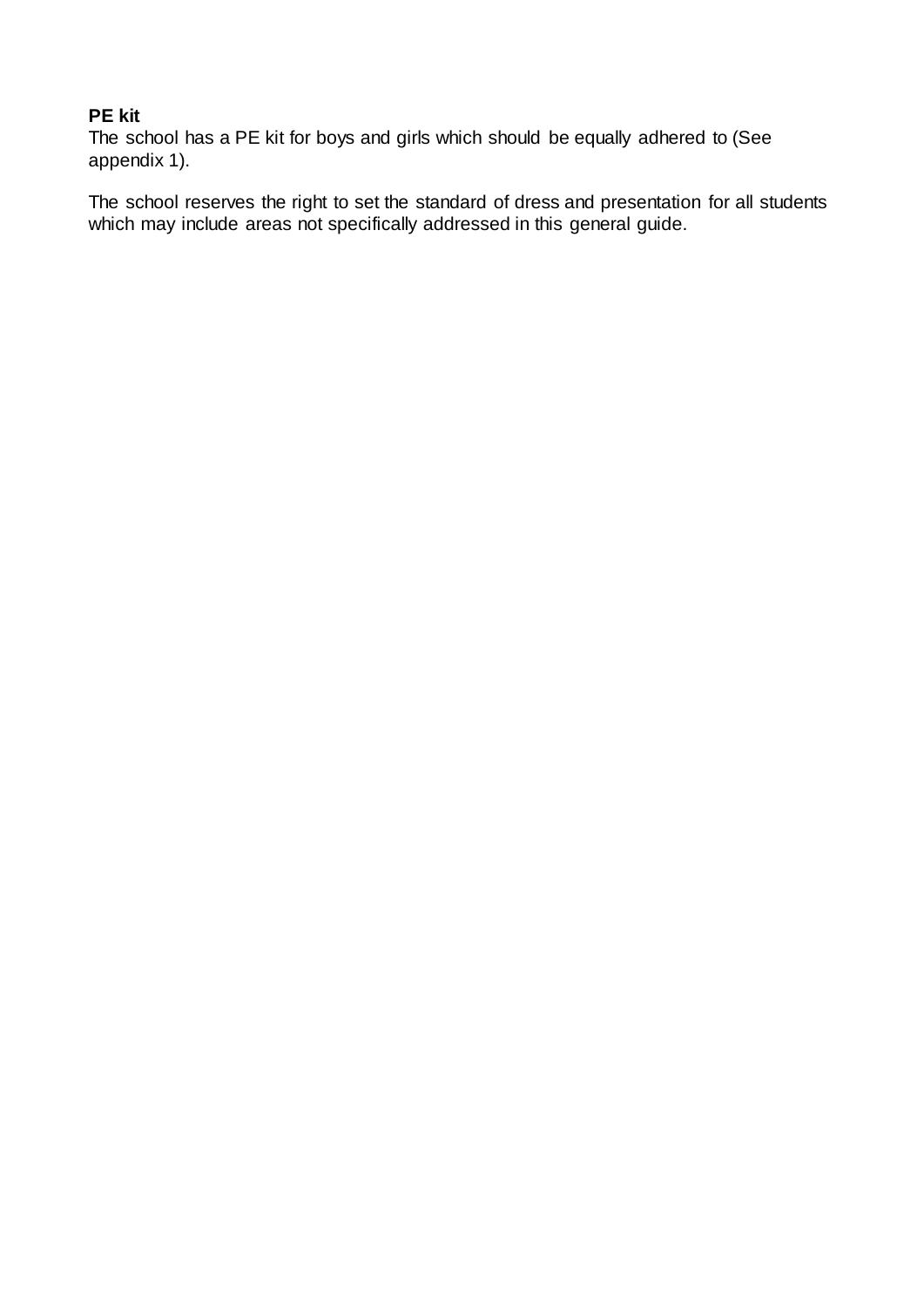**PE kit**

The school has a PE kit for boys and girls which should be equally adhered to (See appendix 1).

The school reserves the right to set the standard of dress and presentation for all students which may include areas not specifically addressed in this general guide.